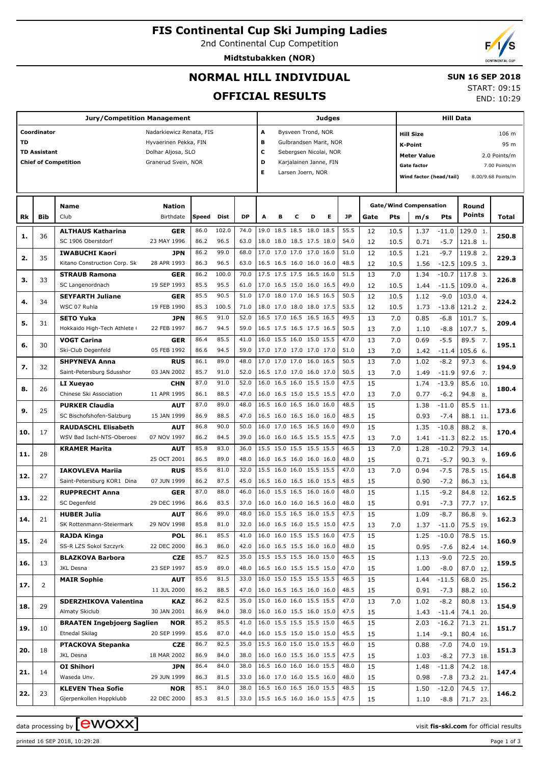# FIS Continental Cup Ski Jumping Ladies

2nd Continental Cup Competition

**Midtstubakken (NOR)**

## NORMAL HILL INDIVIDUAL

## OFFICIAL RESULTS

**SUN 16 SEP 2018**
START: 09:15
END: 10:29

| Jury/Competition Management | |
|---|---|
| Coordinator | Nadarkiewicz Renata, FIS |
| TD | Hyvaerinen Pekka, FIN |
| TD Assistant | Dolhar Aljosa, SLO |
| Chief of Competition | Granerud Svein, NOR |

| Judges | |
|---|---|
| A | Bysveen Trond, NOR |
| B | Gulbrandsen Marit, NOR |
| C | Sebergsen Nicolai, NOR |
| D | Karjalainen Janne, FIN |
| E | Larsen Joern, NOR |

| Hill Data | |
|---|---|
| Hill Size | 106 m |
| K-Point | 95 m |
| Meter Value | 2.0 Points/m |
| Gate factor | 7.00 Points/m |
| Wind factor (head/tail) | 8.00/9.68 Points/m |

| Rk | Bib | Name / Club | Nation / Birthdate | Speed | Dist | DP | A | B | C | D | E | JP | Gate | Pts | m/s | Pts | Round Points | Total |
|---|---|---|---|---|---|---|---|---|---|---|---|---|---|---|---|---|---|---|
| 1. | 36 | **ALTHAUS Katharina** | **GER** | 86.0 | 102.0 | 74.0 | 19.0 | 18.5 | 18.5 | 18.0 | 18.5 | 55.5 | 12 | 10.5 | 1.37 | -11.0 | 129.0 1. | 250.8 |
| | | SC 1906 Oberstdorf | 23 MAY 1996 | 86.2 | 96.5 | 63.0 | 18.0 | 18.0 | 18.5 | 17.5 | 18.0 | 54.0 | 12 | 10.5 | 0.71 | -5.7 | 121.8 1. | |
| 2. | 35 | **IWABUCHI Kaori** | **JPN** | 86.2 | 99.0 | 68.0 | 17.0 | 17.0 | 17.0 | 17.0 | 16.0 | 51.0 | 12 | 10.5 | 1.21 | -9.7 | 119.8 2. | 229.3 |
| | | Kitano Construction Corp. Sk | 28 APR 1993 | 86.3 | 96.5 | 63.0 | 16.5 | 16.5 | 16.0 | 16.0 | 16.0 | 48.5 | 12 | 10.5 | 1.56 | -12.5 | 109.5 3. | |
| 3. | 33 | **STRAUB Ramona** | **GER** | 86.2 | 100.0 | 70.0 | 17.5 | 17.5 | 17.5 | 16.5 | 16.0 | 51.5 | 13 | 7.0 | 1.34 | -10.7 | 117.8 3. | 226.8 |
| | | SC Langenordnach | 19 SEP 1993 | 85.5 | 95.5 | 61.0 | 17.0 | 16.5 | 15.0 | 16.0 | 16.5 | 49.0 | 12 | 10.5 | 1.44 | -11.5 | 109.0 4. | |
| 4. | 34 | **SEYFARTH Juliane** | **GER** | 85.5 | 90.5 | 51.0 | 17.0 | 18.0 | 17.0 | 16.5 | 16.5 | 50.5 | 12 | 10.5 | 1.12 | -9.0 | 103.0 4. | 224.2 |
| | | WSC 07 Ruhla | 19 FEB 1990 | 85.3 | 100.5 | 71.0 | 18.0 | 17.0 | 18.0 | 18.0 | 17.5 | 53.5 | 12 | 10.5 | 1.73 | -13.8 | 121.2 2. | |
| 5. | 31 | **SETO Yuka** | **JPN** | 86.5 | 91.0 | 52.0 | 16.5 | 17.0 | 16.5 | 16.5 | 16.5 | 49.5 | 13 | 7.0 | 0.85 | -6.8 | 101.7 5. | 209.4 |
| | | Hokkaido High-Tech Athlete ( | 22 FEB 1997 | 86.7 | 94.5 | 59.0 | 16.5 | 17.5 | 16.5 | 17.5 | 16.5 | 50.5 | 13 | 7.0 | 1.10 | -8.8 | 107.7 5. | |
| 6. | 30 | **VOGT Carina** | **GER** | 86.4 | 85.5 | 41.0 | 16.0 | 15.5 | 16.0 | 15.0 | 15.5 | 47.0 | 13 | 7.0 | 0.69 | -5.5 | 89.5 7. | 195.1 |
| | | Ski-Club Degenfeld | 05 FEB 1992 | 86.6 | 94.5 | 59.0 | 17.0 | 17.0 | 17.0 | 17.0 | 17.0 | 51.0 | 13 | 7.0 | 1.42 | -11.4 | 105.6 6. | |
| 7. | 32 | **SHPYNEVA Anna** | **RUS** | 86.1 | 89.0 | 48.0 | 17.0 | 17.0 | 17.0 | 16.0 | 16.5 | 50.5 | 13 | 7.0 | 1.02 | -8.2 | 97.3 6. | 194.9 |
| | | Saint-Petersburg Sdusshor | 03 JAN 2002 | 85.7 | 91.0 | 52.0 | 16.5 | 17.0 | 17.0 | 16.0 | 17.0 | 50.5 | 13 | 7.0 | 1.49 | -11.9 | 97.6 7. | |
| 8. | 26 | **LI Xueyao** | **CHN** | 87.0 | 91.0 | 52.0 | 16.0 | 16.5 | 16.0 | 15.5 | 15.0 | 47.5 | 15 | | 1.74 | -13.9 | 85.6 10. | 180.4 |
| | | Chinese Ski Association | 11 APR 1995 | 86.1 | 88.5 | 47.0 | 16.0 | 16.5 | 15.0 | 15.5 | 15.5 | 47.0 | 13 | 7.0 | 0.77 | -6.2 | 94.8 8. | |
| 9. | 25 | **PURKER Claudia** | **AUT** | 87.0 | 89.0 | 48.0 | 16.5 | 16.0 | 16.5 | 16.0 | 16.0 | 48.5 | 15 | | 1.38 | -11.0 | 85.5 11. | 173.6 |
| | | SC Bischofshofen-Salzburg | 15 JAN 1999 | 86.9 | 88.5 | 47.0 | 16.5 | 16.0 | 16.5 | 16.0 | 16.0 | 48.5 | 15 | | 0.93 | -7.4 | 88.1 11. | |
| 10. | 17 | **RAUDASCHL Elisabeth** | **AUT** | 86.8 | 90.0 | 50.0 | 16.0 | 17.0 | 16.5 | 16.5 | 16.0 | 49.0 | 15 | | 1.35 | -10.8 | 88.2 8. | 170.4 |
| | | WSV Bad Ischl-NTS-Oberoes | 07 NOV 1997 | 86.2 | 84.5 | 39.0 | 16.0 | 16.0 | 16.5 | 15.5 | 15.5 | 47.5 | 13 | 7.0 | 1.41 | -11.3 | 82.2 15. | |
| 11. | 28 | **KRAMER Marita** | **AUT** | 85.8 | 83.0 | 36.0 | 15.5 | 15.0 | 15.5 | 15.5 | 15.5 | 46.5 | 13 | 7.0 | 1.28 | -10.2 | 79.3 14. | 169.6 |
| | | | 25 OCT 2001 | 86.5 | 89.0 | 48.0 | 16.0 | 16.5 | 16.0 | 16.0 | 16.0 | 48.0 | 15 | | 0.71 | -5.7 | 90.3 9. | |
| 12. | 27 | **IAKOVLEVA Mariia** | **RUS** | 85.6 | 81.0 | 32.0 | 15.5 | 16.0 | 16.0 | 15.5 | 15.5 | 47.0 | 13 | 7.0 | 0.94 | -7.5 | 78.5 15. | 164.8 |
| | | Saint-Petersburg KOR1 Dina | 07 JUN 1999 | 86.2 | 87.5 | 45.0 | 16.5 | 16.0 | 16.5 | 16.0 | 15.5 | 48.5 | 15 | | 0.90 | -7.2 | 86.3 13. | |
| 13. | 22 | **RUPPRECHT Anna** | **GER** | 87.0 | 88.0 | 46.0 | 16.0 | 15.5 | 16.5 | 16.0 | 16.0 | 48.0 | 15 | | 1.15 | -9.2 | 84.8 12. | 162.5 |
| | | SC Degenfeld | 29 DEC 1996 | 86.6 | 83.5 | 37.0 | 16.0 | 16.0 | 16.0 | 16.5 | 16.0 | 48.0 | 15 | | 0.91 | -7.3 | 77.7 17. | |
| 14. | 21 | **HUBER Julia** | **AUT** | 86.6 | 89.0 | 48.0 | 16.0 | 15.5 | 16.5 | 16.0 | 15.5 | 47.5 | 15 | | 1.09 | -8.7 | 86.8 9. | 162.3 |
| | | SK Rottenmann-Steiermark | 29 NOV 1998 | 85.8 | 81.0 | 32.0 | 16.0 | 16.5 | 16.0 | 15.5 | 15.0 | 47.5 | 13 | 7.0 | 1.37 | -11.0 | 75.5 19. | |
| 15. | 24 | **RAJDA Kinga** | **POL** | 86.1 | 85.5 | 41.0 | 16.0 | 16.0 | 15.5 | 15.5 | 16.0 | 47.5 | 15 | | 1.25 | -10.0 | 78.5 15. | 160.9 |
| | | SS-R LZS Sokol Szczyrk | 22 DEC 2000 | 86.3 | 86.0 | 42.0 | 16.0 | 16.5 | 15.5 | 16.0 | 16.0 | 48.0 | 15 | | 0.95 | -7.6 | 82.4 14. | |
| 16. | 13 | **BLAZKOVA Barbora** | **CZE** | 85.7 | 82.5 | 35.0 | 15.5 | 15.5 | 15.5 | 16.0 | 15.0 | 46.5 | 15 | | 1.13 | -9.0 | 72.5 20. | 159.5 |
| | | JKL Desna | 23 SEP 1997 | 85.9 | 89.0 | 48.0 | 16.5 | 16.0 | 15.5 | 15.5 | 15.0 | 47.0 | 15 | | 1.00 | -8.0 | 87.0 12. | |
| 17. | 2 | **MAIR Sophie** | **AUT** | 85.6 | 81.5 | 33.0 | 16.0 | 15.0 | 15.5 | 15.5 | 15.5 | 46.5 | 15 | | 1.44 | -11.5 | 68.0 25. | 156.2 |
| | | | 11 JUL 2000 | 86.2 | 88.5 | 47.0 | 16.0 | 16.5 | 16.5 | 16.0 | 16.0 | 48.5 | 15 | | 0.91 | -7.3 | 88.2 10. | |
| 18. | 29 | **SDERZHIKOVA Valentina** | **KAZ** | 86.2 | 82.5 | 35.0 | 15.0 | 16.0 | 16.0 | 15.5 | 15.5 | 47.0 | 13 | 7.0 | 1.02 | -8.2 | 80.8 13. | 154.9 |
| | | Almaty Skiclub | 30 JAN 2001 | 86.9 | 84.0 | 38.0 | 16.0 | 16.0 | 15.5 | 16.0 | 15.0 | 47.5 | 15 | | 1.43 | -11.4 | 74.1 20. | |
| 19. | 10 | **BRAATEN Ingebjoerg Saglien** | **NOR** | 85.2 | 85.5 | 41.0 | 16.0 | 15.5 | 15.5 | 15.5 | 15.0 | 46.5 | 15 | | 2.03 | -16.2 | 71.3 21. | 151.7 |
| | | Etnedal Skilag | 20 SEP 1999 | 85.6 | 87.0 | 44.0 | 16.0 | 15.5 | 15.0 | 15.0 | 15.0 | 45.5 | 15 | | 1.14 | -9.1 | 80.4 16. | |
| 20. | 18 | **PTACKOVA Stepanka** | **CZE** | 86.7 | 82.5 | 35.0 | 15.5 | 16.0 | 15.0 | 15.0 | 15.5 | 46.0 | 15 | | 0.88 | -7.0 | 74.0 19. | 151.3 |
| | | JKL Desna | 18 MAR 2002 | 86.9 | 84.0 | 38.0 | 16.0 | 16.0 | 15.5 | 16.0 | 15.5 | 47.5 | 15 | | 1.03 | -8.2 | 77.3 18. | |
| 21. | 14 | **OI Shihori** | **JPN** | 86.4 | 84.0 | 38.0 | 16.5 | 16.0 | 16.0 | 16.0 | 15.5 | 48.0 | 15 | | 1.48 | -11.8 | 74.2 18. | 147.4 |
| | | Waseda Unv. | 29 JUN 1999 | 86.3 | 81.5 | 33.0 | 16.0 | 17.0 | 16.0 | 15.5 | 16.0 | 48.0 | 15 | | 0.98 | -7.8 | 73.2 21. | |
| 22. | 23 | **KLEVEN Thea Sofie** | **NOR** | 85.1 | 84.0 | 38.0 | 16.5 | 16.0 | 16.5 | 16.0 | 15.5 | 48.5 | 15 | | 1.50 | -12.0 | 74.5 17. | 146.2 |
| | | Gjerpenkollen Hoppklubb | 22 DEC 2000 | 85.3 | 81.5 | 33.0 | 15.5 | 16.5 | 16.0 | 16.0 | 15.5 | 47.5 | 15 | | 1.10 | -8.8 | 71.7 23. | |

data processing by ewoxx — visit fis-ski.com for official results

printed 16 SEP 2018, 10:29:28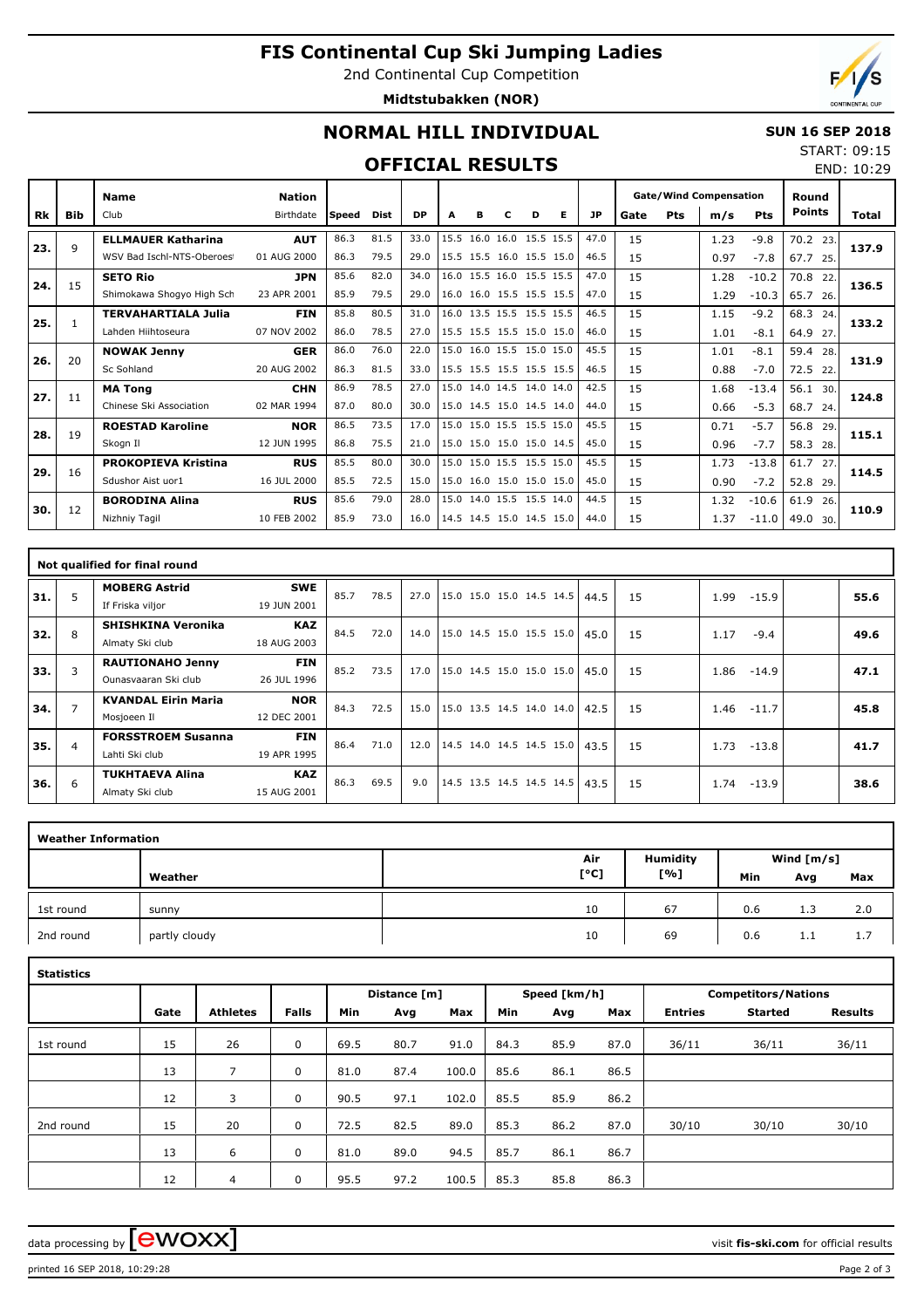# FIS Continental Cup Ski Jumping Ladies

2nd Continental Cup Competition

**Midtstubakken (NOR)**

## NORMAL HILL INDIVIDUAL

**SUN 16 SEP 2018**

START: 09:15

END: 10:29

## OFFICIAL RESULTS

| Rk | Bib | Name / Club | Nation / Birthdate | Speed | Dist | DP | A | B | C | D | E | JP | Gate | Pts | m/s | Pts | Round Points | Total |
|---|---|---|---|---|---|---|---|---|---|---|---|---|---|---|---|---|---|---|
| 23. | 9 | **ELLMAUER Katharina** | **AUT** | 86.3 | 81.5 | 33.0 | 15.5 | 16.0 | 16.0 | 15.5 | 15.5 | 47.0 | 15 | | 1.23 | -9.8 | 70.2 23. | 137.9 |
| | | WSV Bad Ischl-NTS-Oberoest | 01 AUG 2000 | 86.3 | 79.5 | 29.0 | 15.5 | 15.5 | 16.0 | 15.5 | 15.0 | 46.5 | 15 | | 0.97 | -7.8 | 67.7 25. | |
| 24. | 15 | **SETO Rio** | **JPN** | 85.6 | 82.0 | 34.0 | 16.0 | 15.5 | 16.0 | 15.5 | 15.5 | 47.0 | 15 | | 1.28 | -10.2 | 70.8 22. | 136.5 |
| | | Shimokawa Shogyo High Sch | 23 APR 2001 | 85.9 | 79.5 | 29.0 | 16.0 | 16.0 | 15.5 | 15.5 | 15.5 | 47.0 | 15 | | 1.29 | -10.3 | 65.7 26. | |
| 25. | 1 | **TERVAHARTIALA Julia** | **FIN** | 85.8 | 80.5 | 31.0 | 16.0 | 13.5 | 15.5 | 15.5 | 15.5 | 46.5 | 15 | | 1.15 | -9.2 | 68.3 24. | 133.2 |
| | | Lahden Hiihtoseura | 07 NOV 2002 | 86.0 | 78.5 | 27.0 | 15.5 | 15.5 | 15.5 | 15.0 | 15.0 | 46.0 | 15 | | 1.01 | -8.1 | 64.9 27. | |
| 26. | 20 | **NOWAK Jenny** | **GER** | 86.0 | 76.0 | 22.0 | 15.0 | 16.0 | 15.5 | 15.0 | 15.0 | 45.5 | 15 | | 1.01 | -8.1 | 59.4 28. | 131.9 |
| | | Sc Sohland | 20 AUG 2002 | 86.3 | 81.5 | 33.0 | 15.5 | 15.5 | 15.5 | 15.5 | 15.5 | 46.5 | 15 | | 0.88 | -7.0 | 72.5 22. | |
| 27. | 11 | **MA Tong** | **CHN** | 86.9 | 78.5 | 27.0 | 15.0 | 14.0 | 14.5 | 14.0 | 14.0 | 42.5 | 15 | | 1.68 | -13.4 | 56.1 30. | 124.8 |
| | | Chinese Ski Association | 02 MAR 1994 | 87.0 | 80.0 | 30.0 | 15.0 | 14.5 | 15.0 | 14.5 | 14.0 | 44.0 | 15 | | 0.66 | -5.3 | 68.7 24. | |
| 28. | 19 | **ROESTAD Karoline** | **NOR** | 86.5 | 73.5 | 17.0 | 15.0 | 15.0 | 15.5 | 15.5 | 15.0 | 45.5 | 15 | | 0.71 | -5.7 | 56.8 29. | 115.1 |
| | | Skogn Il | 12 JUN 1995 | 86.8 | 75.5 | 21.0 | 15.0 | 15.0 | 15.0 | 15.0 | 14.5 | 45.0 | 15 | | 0.96 | -7.7 | 58.3 28. | |
| 29. | 16 | **PROKOPIEVA Kristina** | **RUS** | 85.5 | 80.0 | 30.0 | 15.0 | 15.0 | 15.5 | 15.5 | 15.0 | 45.5 | 15 | | 1.73 | -13.8 | 61.7 27. | 114.5 |
| | | Sdushor Aist uor1 | 16 JUL 2000 | 85.5 | 72.5 | 15.0 | 15.0 | 16.0 | 15.0 | 15.0 | 15.0 | 45.0 | 15 | | 0.90 | -7.2 | 52.8 29. | |
| 30. | 12 | **BORODINA Alina** | **RUS** | 85.6 | 79.0 | 28.0 | 15.0 | 14.0 | 15.5 | 15.5 | 14.0 | 44.5 | 15 | | 1.32 | -10.6 | 61.9 26. | 110.9 |
| | | Nizhniy Tagil | 10 FEB 2002 | 85.9 | 73.0 | 16.0 | 14.5 | 14.5 | 15.0 | 14.5 | 15.0 | 44.0 | 15 | | 1.37 | -11.0 | 49.0 30. | |

### Not qualified for final round

| Rk | Bib | Name / Club | Nation / Birthdate | Speed | Dist | DP | A | B | C | D | E | JP | Gate | Pts | m/s | Pts | Round Points | Total |
|---|---|---|---|---|---|---|---|---|---|---|---|---|---|---|---|---|---|---|
| 31. | 5 | **MOBERG Astrid** / If Friska viljor | **SWE** / 19 JUN 2001 | 85.7 | 78.5 | 27.0 | 15.0 | 15.0 | 15.0 | 14.5 | 14.5 | 44.5 | 15 | | 1.99 | -15.9 | | 55.6 |
| 32. | 8 | **SHISHKINA Veronika** / Almaty Ski club | **KAZ** / 18 AUG 2003 | 84.5 | 72.0 | 14.0 | 15.0 | 14.5 | 15.0 | 15.5 | 15.0 | 45.0 | 15 | | 1.17 | -9.4 | | 49.6 |
| 33. | 3 | **RAUTIONAHO Jenny** / Ounasvaaran Ski club | **FIN** / 26 JUL 1996 | 85.2 | 73.5 | 17.0 | 15.0 | 14.5 | 15.0 | 15.0 | 15.0 | 45.0 | 15 | | 1.86 | -14.9 | | 47.1 |
| 34. | 7 | **KVANDAL Eirin Maria** / Mosjoeen Il | **NOR** / 12 DEC 2001 | 84.3 | 72.5 | 15.0 | 15.0 | 13.5 | 14.5 | 14.0 | 14.0 | 42.5 | 15 | | 1.46 | -11.7 | | 45.8 |
| 35. | 4 | **FORSSTROEM Susanna** / Lahti Ski club | **FIN** / 19 APR 1995 | 86.4 | 71.0 | 12.0 | 14.5 | 14.0 | 14.5 | 14.5 | 15.0 | 43.5 | 15 | | 1.73 | -13.8 | | 41.7 |
| 36. | 6 | **TUKHTAEVA Alina** / Almaty Ski club | **KAZ** / 15 AUG 2001 | 86.3 | 69.5 | 9.0 | 14.5 | 13.5 | 14.5 | 14.5 | 14.5 | 43.5 | 15 | | 1.74 | -13.9 | | 38.6 |

### Weather Information

| | Weather | Air [°C] | Humidity [%] | Wind [m/s] Min | Avg | Max |
|---|---|---|---|---|---|---|
| 1st round | sunny | 10 | 67 | 0.6 | 1.3 | 2.0 |
| 2nd round | partly cloudy | 10 | 69 | 0.6 | 1.1 | 1.7 |

### Statistics

| | Gate | Athletes | Falls | Distance [m] Min | Avg | Max | Speed [km/h] Min | Avg | Max | Entries | Started | Results |
|---|---|---|---|---|---|---|---|---|---|---|---|---|
| 1st round | 15 | 26 | 0 | 69.5 | 80.7 | 91.0 | 84.3 | 85.9 | 87.0 | 36/11 | 36/11 | 36/11 |
| | 13 | 7 | 0 | 81.0 | 87.4 | 100.0 | 85.6 | 86.1 | 86.5 | | | |
| | 12 | 3 | 0 | 90.5 | 97.1 | 102.0 | 85.5 | 85.9 | 86.2 | | | |
| 2nd round | 15 | 20 | 0 | 72.5 | 82.5 | 89.0 | 85.3 | 86.2 | 87.0 | 30/10 | 30/10 | 30/10 |
| | 13 | 6 | 0 | 81.0 | 89.0 | 94.5 | 85.7 | 86.1 | 86.7 | | | |
| | 12 | 4 | 0 | 95.5 | 97.2 | 100.5 | 85.3 | 85.8 | 86.3 | | | |

data processing by ewoxx — visit **fis-ski.com** for official results

printed 16 SEP 2018, 10:29:28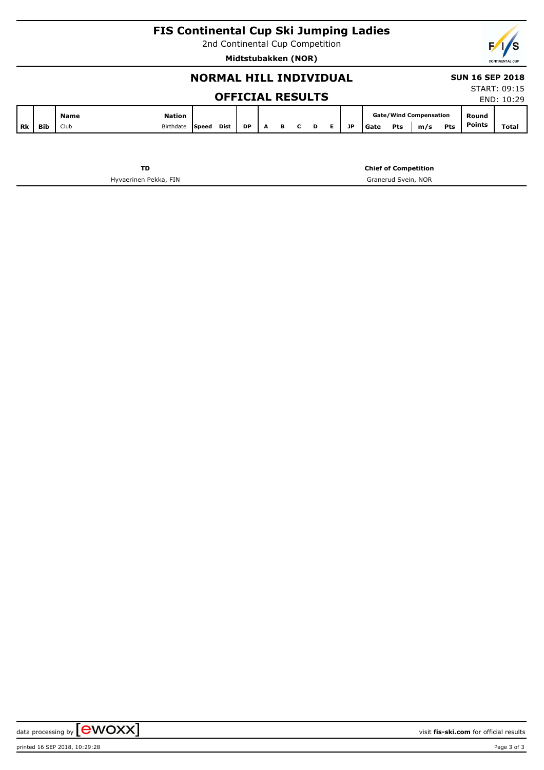# FIS Continental Cup Ski Jumping Ladies

2nd Continental Cup Competition

**Midtstubakken (NOR)**

## NORMAL HILL INDIVIDUAL

**SUN 16 SEP 2018**

START: 09:15

END: 10:29

## OFFICIAL RESULTS

| Rk | Bib | Name / Club | Nation / Birthdate | Speed | Dist | DP | A | B | C | D | E | JP | Gate/Wind Compensation: Gate | Pts | m/s | Pts | Round Points | Total |
|---|---|---|---|---|---|---|---|---|---|---|---|---|---|---|---|---|---|---|

| TD | Chief of Competition |
|---|---|
| Hyvaerinen Pekka, FIN | Granerud Svein, NOR |

data processing by [ewoxx]

visit **fis-ski.com** for official results

printed 16 SEP 2018, 10:29:28